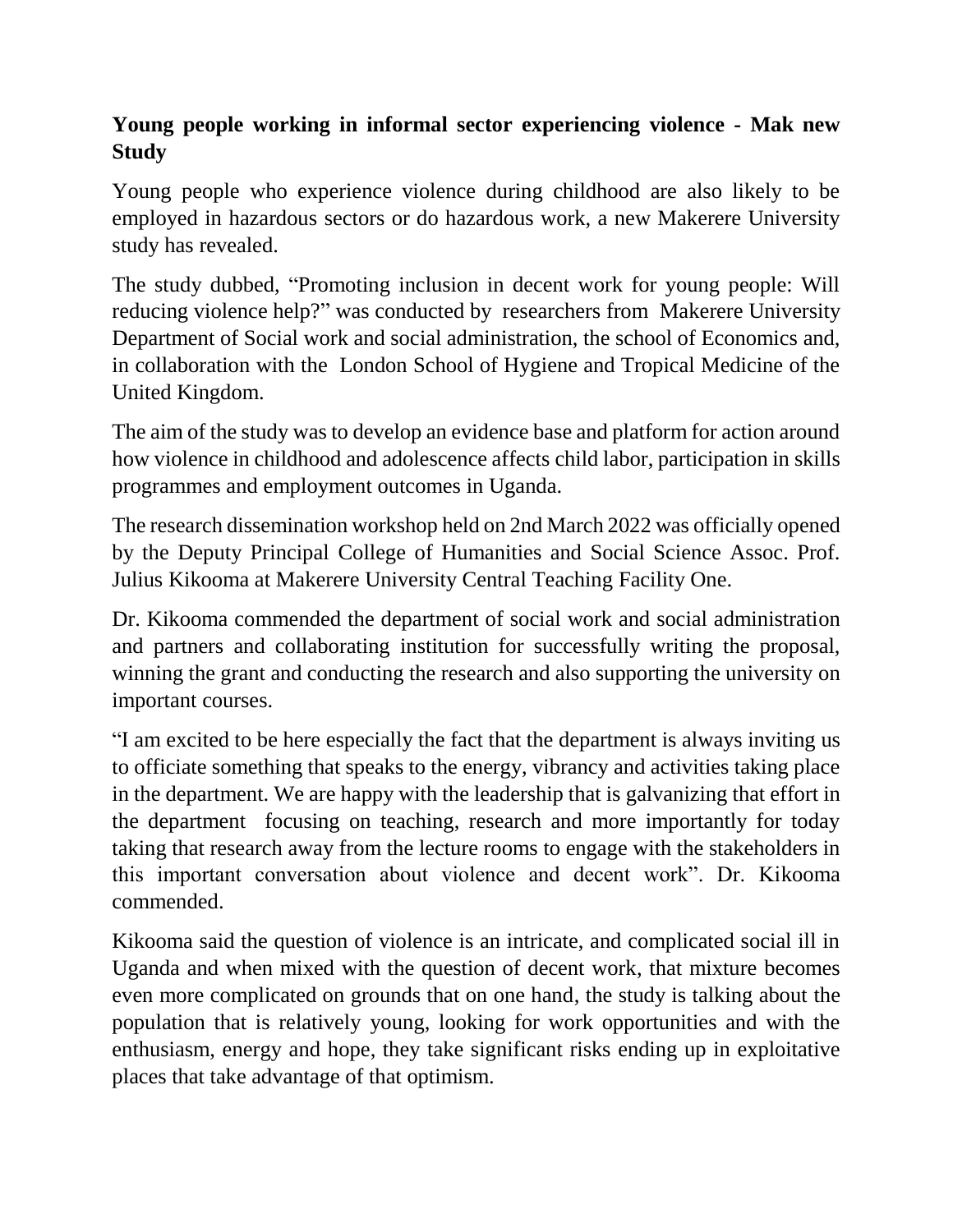**Young people working in informal sector experiencing violence - Mak new Study**

Young people who experience violence during childhood are also likely to be employed in hazardous sectors or do hazardous work, a new Makerere University study has revealed.

The study dubbed, "Promoting inclusion in decent work for young people: Will reducing violence help?" was conducted by researchers from Makerere University Department of Social work and social administration, the school of Economics and, in collaboration with the London School of Hygiene and Tropical Medicine of the United Kingdom.

The aim of the study was to develop an evidence base and platform for action around how violence in childhood and adolescence affects child labor, participation in skills programmes and employment outcomes in Uganda.

The research dissemination workshop held on 2nd March 2022 was officially opened by the Deputy Principal College of Humanities and Social Science Assoc. Prof. Julius Kikooma at Makerere University Central Teaching Facility One.

Dr. Kikooma commended the department of social work and social administration and partners and collaborating institution for successfully writing the proposal, winning the grant and conducting the research and also supporting the university on important courses.

"I am excited to be here especially the fact that the department is always inviting us to officiate something that speaks to the energy, vibrancy and activities taking place in the department. We are happy with the leadership that is galvanizing that effort in the department focusing on teaching, research and more importantly for today taking that research away from the lecture rooms to engage with the stakeholders in this important conversation about violence and decent work". Dr. Kikooma commended.

Kikooma said the question of violence is an intricate, and complicated social ill in Uganda and when mixed with the question of decent work, that mixture becomes even more complicated on grounds that on one hand, the study is talking about the population that is relatively young, looking for work opportunities and with the enthusiasm, energy and hope, they take significant risks ending up in exploitative places that take advantage of that optimism.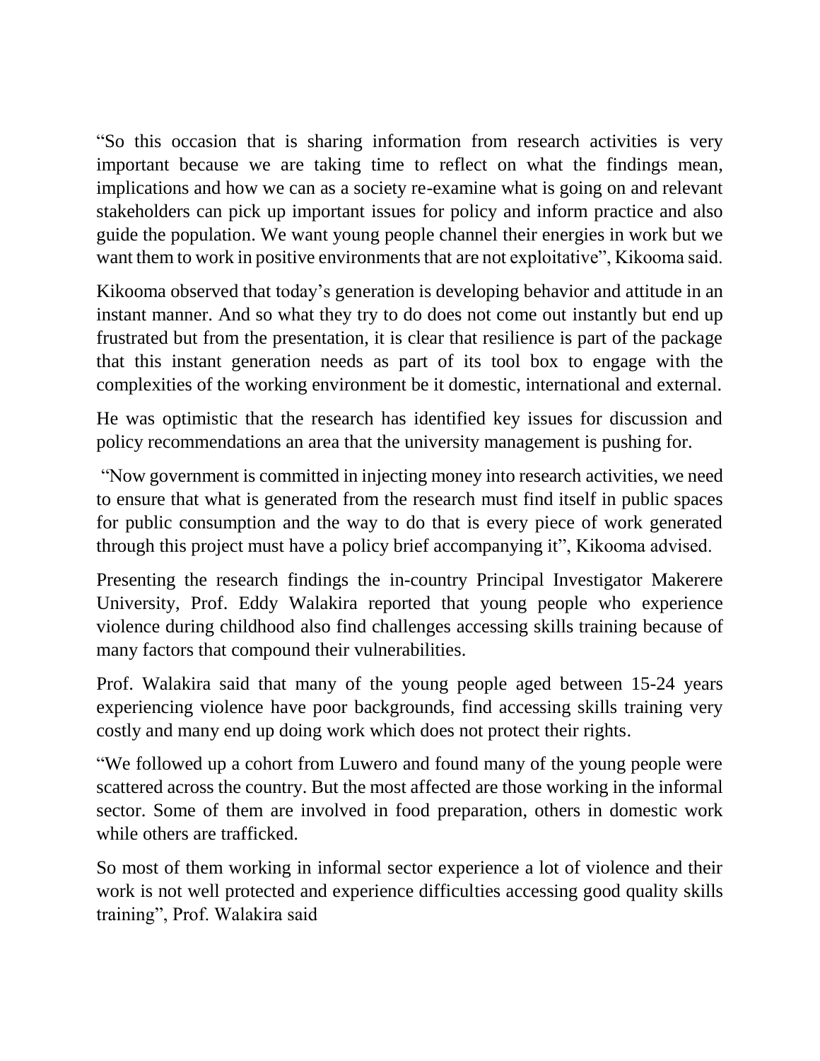"So this occasion that is sharing information from research activities is very important because we are taking time to reflect on what the findings mean, implications and how we can as a society re-examine what is going on and relevant stakeholders can pick up important issues for policy and inform practice and also guide the population. We want young people channel their energies in work but we want them to work in positive environments that are not exploitative", Kikooma said.

Kikooma observed that today's generation is developing behavior and attitude in an instant manner. And so what they try to do does not come out instantly but end up frustrated but from the presentation, it is clear that resilience is part of the package that this instant generation needs as part of its tool box to engage with the complexities of the working environment be it domestic, international and external.

He was optimistic that the research has identified key issues for discussion and policy recommendations an area that the university management is pushing for.

"Now government is committed in injecting money into research activities, we need to ensure that what is generated from the research must find itself in public spaces for public consumption and the way to do that is every piece of work generated through this project must have a policy brief accompanying it", Kikooma advised.

Presenting the research findings the in-country Principal Investigator Makerere University, Prof. Eddy Walakira reported that young people who experience violence during childhood also find challenges accessing skills training because of many factors that compound their vulnerabilities.

Prof. Walakira said that many of the young people aged between 15-24 years experiencing violence have poor backgrounds, find accessing skills training very costly and many end up doing work which does not protect their rights.

"We followed up a cohort from Luwero and found many of the young people were scattered across the country. But the most affected are those working in the informal sector. Some of them are involved in food preparation, others in domestic work while others are trafficked.

So most of them working in informal sector experience a lot of violence and their work is not well protected and experience difficulties accessing good quality skills training", Prof. Walakira said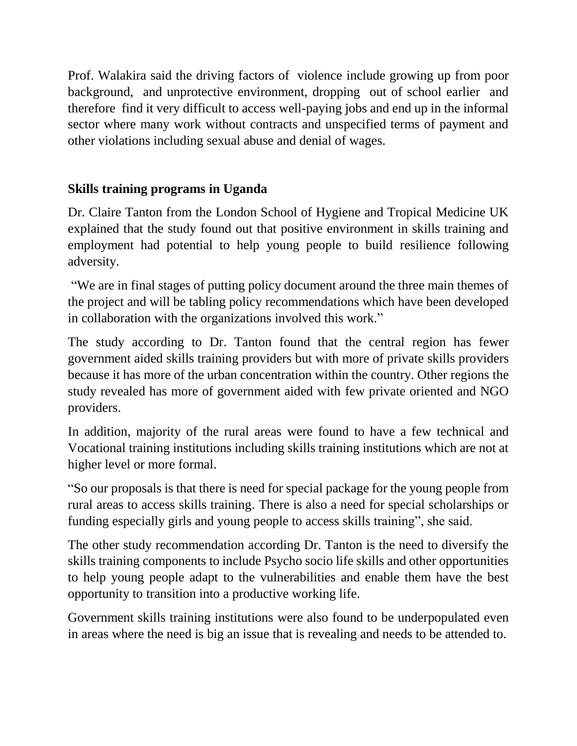Prof. Walakira said the driving factors of violence include growing up from poor background, and unprotective environment, dropping out of school earlier and therefore find it very difficult to access well-paying jobs and end up in the informal sector where many work without contracts and unspecified terms of payment and other violations including sexual abuse and denial of wages.

## Skills training programs in Uganda

Dr. Claire Tanton from the London School of Hygiene and Tropical Medicine UK explained that the study found out that positive environment in skills training and employment had potential to help young people to build resilience following adversity.

"We are in final stages of putting policy document around the three main themes of the project and will be tabling policy recommendations which have been developed in collaboration with the organizations involved this work."

The study according to Dr. Tanton found that the central region has fewer government aided skills training providers but with more of private skills providers because it has more of the urban concentration within the country. Other regions the study revealed has more of government aided with few private oriented and NGO providers.

In addition, majority of the rural areas were found to have a few technical and Vocational training institutions including skills training institutions which are not at higher level or more formal.

"So our proposals is that there is need for special package for the young people from rural areas to access skills training. There is also a need for special scholarships or funding especially girls and young people to access skills training", she said.

The other study recommendation according Dr. Tanton is the need to diversify the skills training components to include Psycho socio life skills and other opportunities to help young people adapt to the vulnerabilities and enable them have the best opportunity to transition into a productive working life.

Government skills training institutions were also found to be underpopulated even in areas where the need is big an issue that is revealing and needs to be attended to.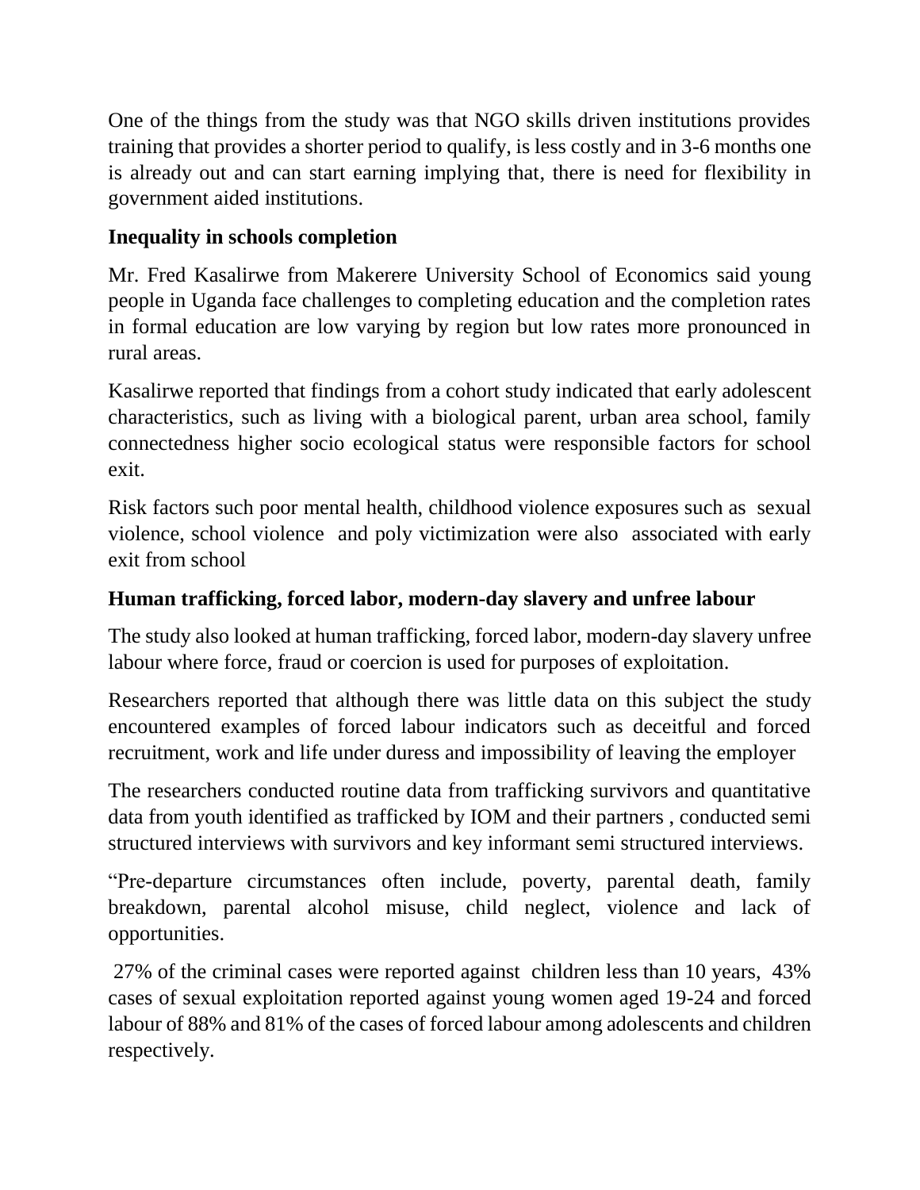One of the things from the study was that NGO skills driven institutions provides training that provides a shorter period to qualify, is less costly and in 3-6 months one is already out and can start earning implying that, there is need for flexibility in government aided institutions.

## Inequality in schools completion

Mr. Fred Kasalirwe from Makerere University School of Economics said young people in Uganda face challenges to completing education and the completion rates in formal education are low varying by region but low rates more pronounced in rural areas.

Kasalirwe reported that findings from a cohort study indicated that early adolescent characteristics, such as living with a biological parent, urban area school, family connectedness higher socio ecological status were responsible factors for school exit.

Risk factors such poor mental health, childhood violence exposures such as sexual violence, school violence and poly victimization were also associated with early exit from school

## Human trafficking, forced labor, modern-day slavery and unfree labour

The study also looked at human trafficking, forced labor, modern-day slavery unfree labour where force, fraud or coercion is used for purposes of exploitation.

Researchers reported that although there was little data on this subject the study encountered examples of forced labour indicators such as deceitful and forced recruitment, work and life under duress and impossibility of leaving the employer

The researchers conducted routine data from trafficking survivors and quantitative data from youth identified as trafficked by IOM and their partners , conducted semi structured interviews with survivors and key informant semi structured interviews.

"Pre-departure circumstances often include, poverty, parental death, family breakdown, parental alcohol misuse, child neglect, violence and lack of opportunities.

27% of the criminal cases were reported against children less than 10 years, 43% cases of sexual exploitation reported against young women aged 19-24 and forced labour of 88% and 81% of the cases of forced labour among adolescents and children respectively.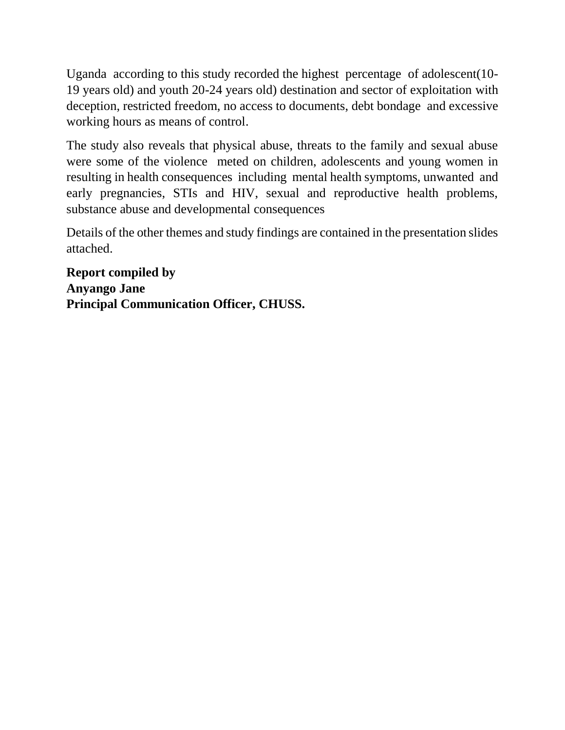Uganda according to this study recorded the highest percentage of adolescent(10-19 years old) and youth 20-24 years old) destination and sector of exploitation with deception, restricted freedom, no access to documents, debt bondage and excessive working hours as means of control.

The study also reveals that physical abuse, threats to the family and sexual abuse were some of the violence meted on children, adolescents and young women in resulting in health consequences including mental health symptoms, unwanted and early pregnancies, STIs and HIV, sexual and reproductive health problems, substance abuse and developmental consequences

Details of the other themes and study findings are contained in the presentation slides attached.

**Report compiled by**
**Anyango Jane**
**Principal Communication Officer, CHUSS.**